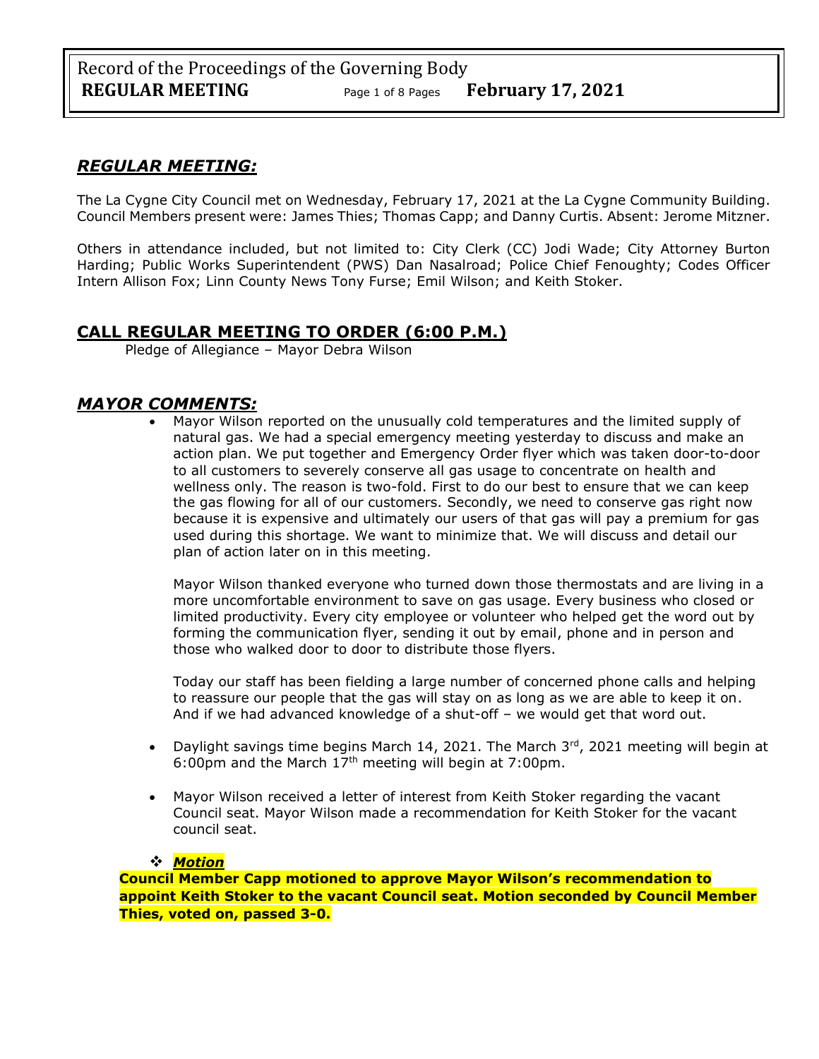## *REGULAR MEETING:*

The La Cygne City Council met on Wednesday, February 17, 2021 at the La Cygne Community Building. Council Members present were: James Thies; Thomas Capp; and Danny Curtis. Absent: Jerome Mitzner.

Others in attendance included, but not limited to: City Clerk (CC) Jodi Wade; City Attorney Burton Harding; Public Works Superintendent (PWS) Dan Nasalroad; Police Chief Fenoughty; Codes Officer Intern Allison Fox; Linn County News Tony Furse; Emil Wilson; and Keith Stoker.

## CALL REGULAR MEETING TO ORDER (6:00 P.M.)

Pledge of Allegiance – Mayor Debra Wilson

## *MAYOR COMMENTS:*

- Mayor Wilson reported on the unusually cold temperatures and the limited supply of natural gas. We had a special emergency meeting yesterday to discuss and make an action plan. We put together and Emergency Order flyer which was taken door-to-door to all customers to severely conserve all gas usage to concentrate on health and wellness only. The reason is two-fold. First to do our best to ensure that we can keep the gas flowing for all of our customers. Secondly, we need to conserve gas right now because it is expensive and ultimately our users of that gas will pay a premium for gas used during this shortage. We want to minimize that. We will discuss and detail our plan of action later on in this meeting.

  Mayor Wilson thanked everyone who turned down those thermostats and are living in a more uncomfortable environment to save on gas usage. Every business who closed or limited productivity. Every city employee or volunteer who helped get the word out by forming the communication flyer, sending it out by email, phone and in person and those who walked door to door to distribute those flyers.

  Today our staff has been fielding a large number of concerned phone calls and helping to reassure our people that the gas will stay on as long as we are able to keep it on. And if we had advanced knowledge of a shut-off – we would get that word out.

- Daylight savings time begins March 14, 2021. The March 3rd, 2021 meeting will begin at 6:00pm and the March 17th meeting will begin at 7:00pm.

- Mayor Wilson received a letter of interest from Keith Stoker regarding the vacant Council seat. Mayor Wilson made a recommendation for Keith Stoker for the vacant council seat.

❖ ***Motion***

**Council Member Capp motioned to approve Mayor Wilson's recommendation to appoint Keith Stoker to the vacant Council seat. Motion seconded by Council Member Thies, voted on, passed 3-0.**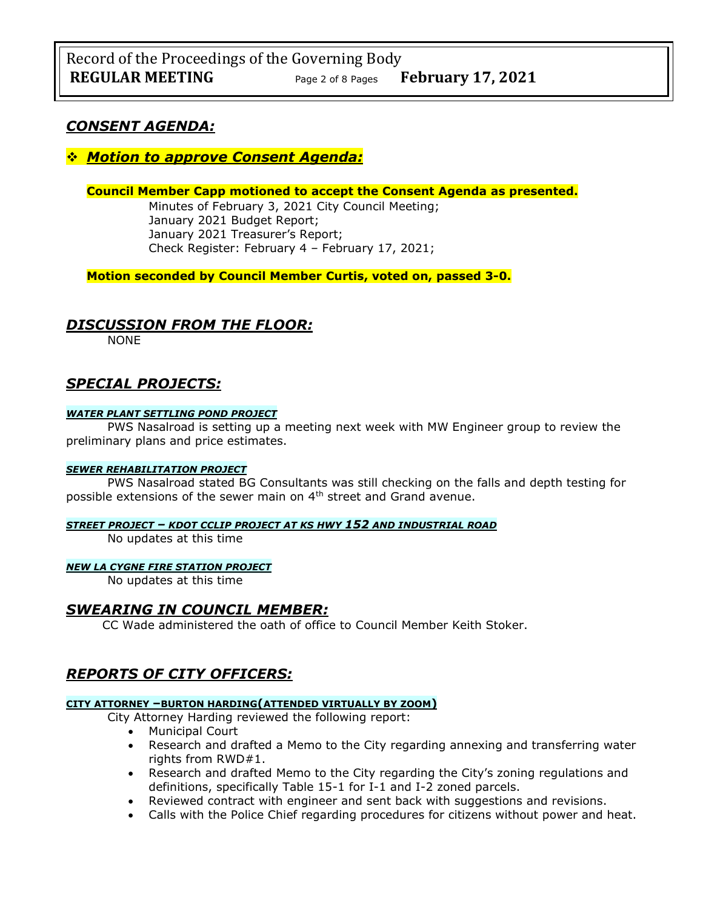## *CONSENT AGENDA:*

❖ ***Motion to approve Consent Agenda:***

**Council Member Capp motioned to accept the Consent Agenda as presented.**

Minutes of February 3, 2021 City Council Meeting;
January 2021 Budget Report;
January 2021 Treasurer's Report;
Check Register: February 4 – February 17, 2021;

**Motion seconded by Council Member Curtis, voted on, passed 3-0.**

## *DISCUSSION FROM THE FLOOR:*

NONE

## *SPECIAL PROJECTS:*

#### *WATER PLANT SETTLING POND PROJECT*

PWS Nasalroad is setting up a meeting next week with MW Engineer group to review the preliminary plans and price estimates.

#### *SEWER REHABILITATION PROJECT*

PWS Nasalroad stated BG Consultants was still checking on the falls and depth testing for possible extensions of the sewer main on 4th street and Grand avenue.

#### *STREET PROJECT – KDOT CCLIP PROJECT AT KS HWY 152 AND INDUSTRIAL ROAD*

No updates at this time

#### *NEW LA CYGNE FIRE STATION PROJECT*

No updates at this time

## *SWEARING IN COUNCIL MEMBER:*

CC Wade administered the oath of office to Council Member Keith Stoker.

## *REPORTS OF CITY OFFICERS:*

#### CITY ATTORNEY –BURTON HARDING(ATTENDED VIRTUALLY BY ZOOM)

City Attorney Harding reviewed the following report:

- Municipal Court
- Research and drafted a Memo to the City regarding annexing and transferring water rights from RWD#1.
- Research and drafted Memo to the City regarding the City's zoning regulations and definitions, specifically Table 15-1 for I-1 and I-2 zoned parcels.
- Reviewed contract with engineer and sent back with suggestions and revisions.
- Calls with the Police Chief regarding procedures for citizens without power and heat.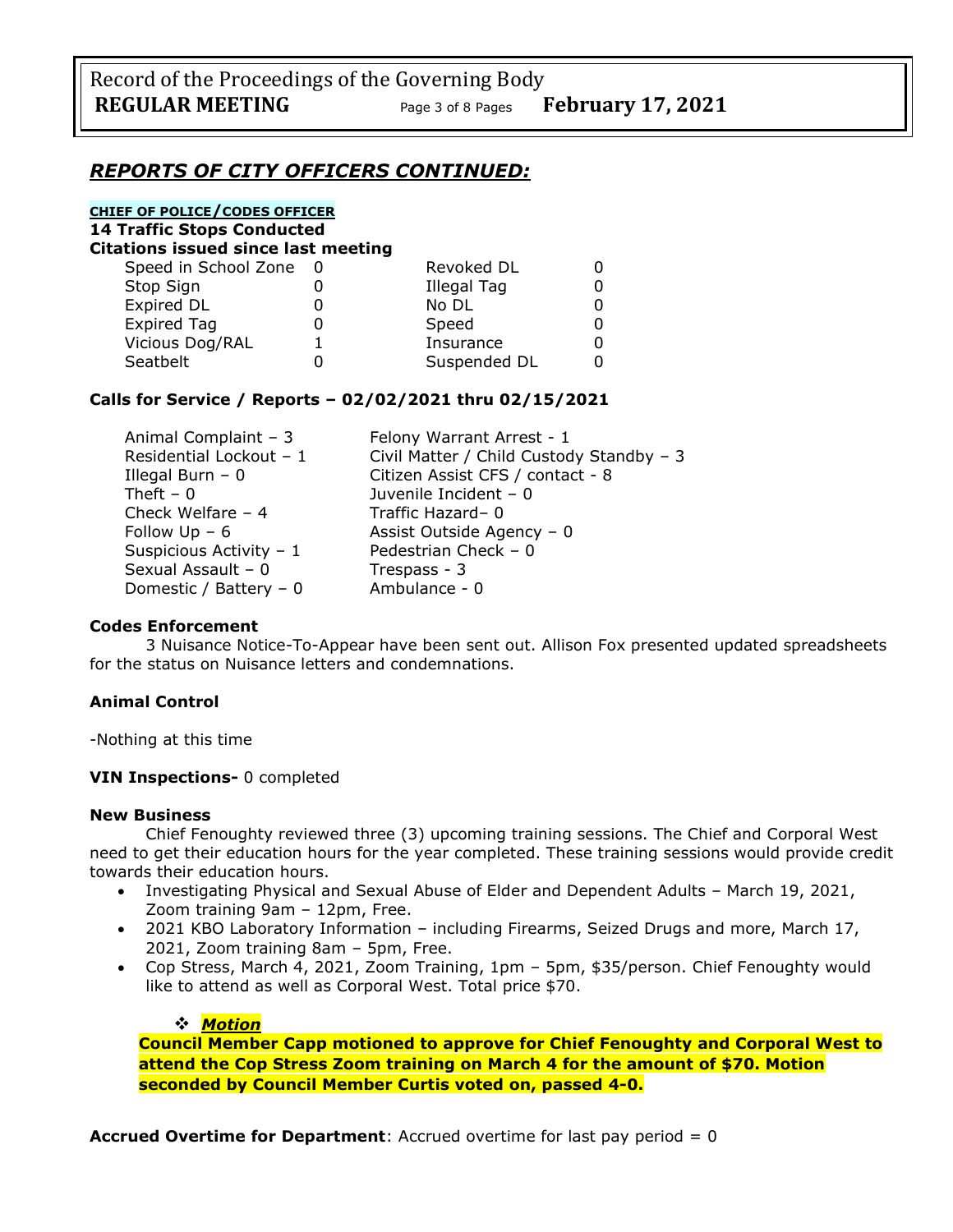## *REPORTS OF CITY OFFICERS CONTINUED:*

**CHIEF OF POLICE/CODES OFFICER**

**14 Traffic Stops Conducted**

**Citations issued since last meeting**

| | | | |
|---|---|---|---|
| Speed in School Zone | 0 | Revoked DL | 0 |
| Stop Sign | 0 | Illegal Tag | 0 |
| Expired DL | 0 | No DL | 0 |
| Expired Tag | 0 | Speed | 0 |
| Vicious Dog/RAL | 1 | Insurance | 0 |
| Seatbelt | 0 | Suspended DL | 0 |

**Calls for Service / Reports – 02/02/2021 thru 02/15/2021**

| | |
|---|---|
| Animal Complaint – 3 | Felony Warrant Arrest - 1 |
| Residential Lockout – 1 | Civil Matter / Child Custody Standby – 3 |
| Illegal Burn – 0 | Citizen Assist CFS / contact - 8 |
| Theft – 0 | Juvenile Incident – 0 |
| Check Welfare – 4 | Traffic Hazard– 0 |
| Follow Up – 6 | Assist Outside Agency – 0 |
| Suspicious Activity – 1 | Pedestrian Check – 0 |
| Sexual Assault – 0 | Trespass - 3 |
| Domestic / Battery – 0 | Ambulance - 0 |

**Codes Enforcement**

3 Nuisance Notice-To-Appear have been sent out. Allison Fox presented updated spreadsheets for the status on Nuisance letters and condemnations.

**Animal Control**

-Nothing at this time

**VIN Inspections-** 0 completed

**New Business**

Chief Fenoughty reviewed three (3) upcoming training sessions. The Chief and Corporal West need to get their education hours for the year completed. These training sessions would provide credit towards their education hours.

- Investigating Physical and Sexual Abuse of Elder and Dependent Adults – March 19, 2021, Zoom training 9am – 12pm, Free.
- 2021 KBO Laboratory Information – including Firearms, Seized Drugs and more, March 17, 2021, Zoom training 8am – 5pm, Free.
- Cop Stress, March 4, 2021, Zoom Training, 1pm – 5pm, $35/person. Chief Fenoughty would like to attend as well as Corporal West. Total price $70.

❖ ***Motion***

**Council Member Capp motioned to approve for Chief Fenoughty and Corporal West to attend the Cop Stress Zoom training on March 4 for the amount of $70. Motion seconded by Council Member Curtis voted on, passed 4-0.**

**Accrued Overtime for Department**: Accrued overtime for last pay period = 0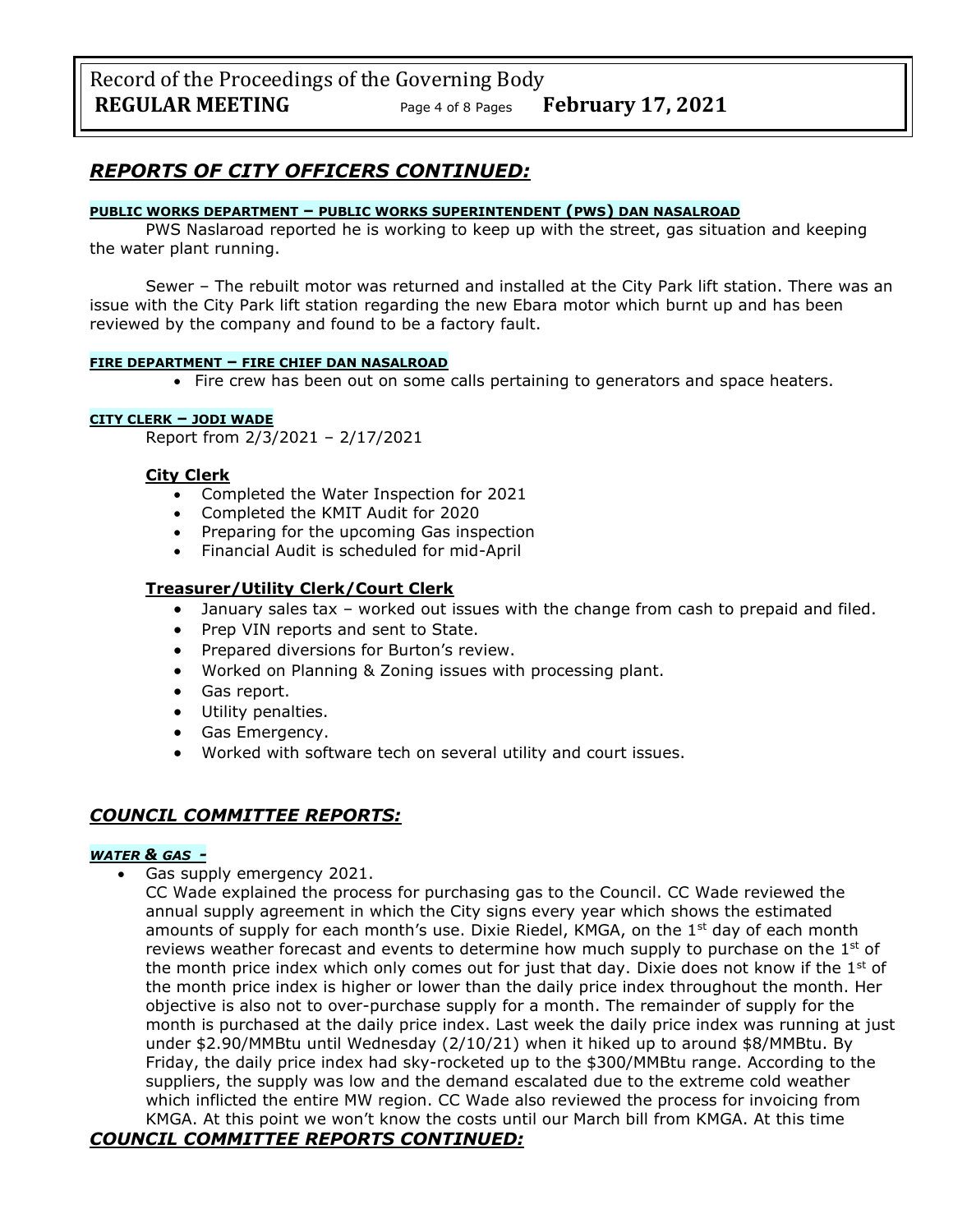## *REPORTS OF CITY OFFICERS CONTINUED:*

**PUBLIC WORKS DEPARTMENT – PUBLIC WORKS SUPERINTENDENT (PWS) DAN NASALROAD**

PWS Naslaroad reported he is working to keep up with the street, gas situation and keeping the water plant running.

Sewer – The rebuilt motor was returned and installed at the City Park lift station. There was an issue with the City Park lift station regarding the new Ebara motor which burnt up and has been reviewed by the company and found to be a factory fault.

**FIRE DEPARTMENT – FIRE CHIEF DAN NASALROAD**

- Fire crew has been out on some calls pertaining to generators and space heaters.

**CITY CLERK – JODI WADE**

Report from 2/3/2021 – 2/17/2021

**City Clerk**

- Completed the Water Inspection for 2021
- Completed the KMIT Audit for 2020
- Preparing for the upcoming Gas inspection
- Financial Audit is scheduled for mid-April

**Treasurer/Utility Clerk/Court Clerk**

- January sales tax – worked out issues with the change from cash to prepaid and filed.
- Prep VIN reports and sent to State.
- Prepared diversions for Burton's review.
- Worked on Planning & Zoning issues with processing plant.
- Gas report.
- Utility penalties.
- Gas Emergency.
- Worked with software tech on several utility and court issues.

## *COUNCIL COMMITTEE REPORTS:*

***WATER & GAS -***

- Gas supply emergency 2021.

  CC Wade explained the process for purchasing gas to the Council. CC Wade reviewed the annual supply agreement in which the City signs every year which shows the estimated amounts of supply for each month's use. Dixie Riedel, KMGA, on the 1st day of each month reviews weather forecast and events to determine how much supply to purchase on the 1st of the month price index which only comes out for just that day. Dixie does not know if the 1st of the month price index is higher or lower than the daily price index throughout the month. Her objective is also not to over-purchase supply for a month. The remainder of supply for the month is purchased at the daily price index. Last week the daily price index was running at just under $2.90/MMBtu until Wednesday (2/10/21) when it hiked up to around $8/MMBtu. By Friday, the daily price index had sky-rocketed up to the $300/MMBtu range. According to the suppliers, the supply was low and the demand escalated due to the extreme cold weather which inflicted the entire MW region. CC Wade also reviewed the process for invoicing from KMGA. At this point we won't know the costs until our March bill from KMGA. At this time

## *COUNCIL COMMITTEE REPORTS CONTINUED:*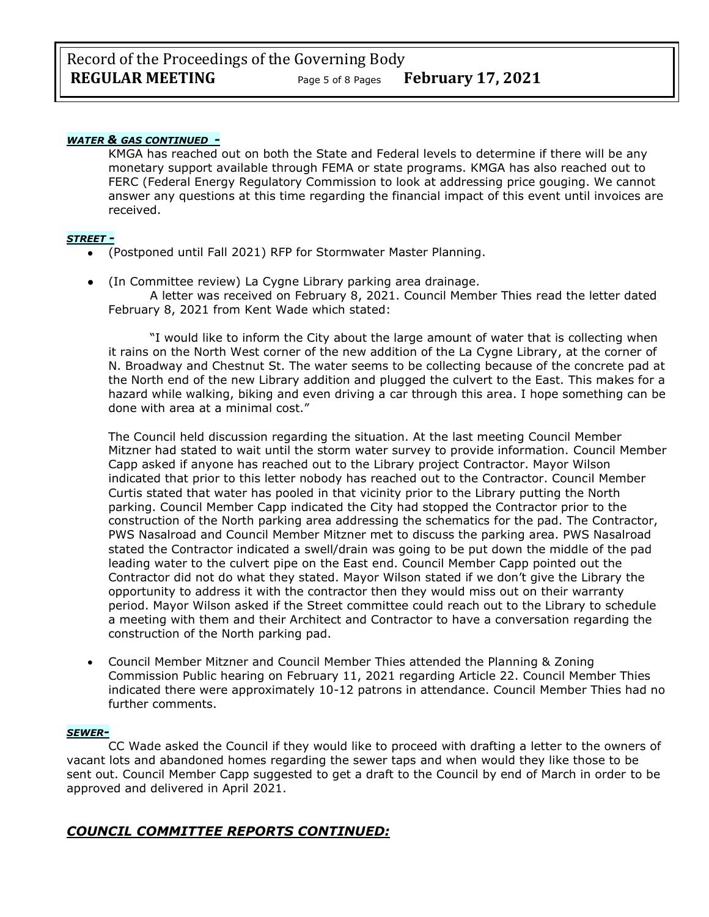***WATER & GAS CONTINUED -***

KMGA has reached out on both the State and Federal levels to determine if there will be any monetary support available through FEMA or state programs. KMGA has also reached out to FERC (Federal Energy Regulatory Commission to look at addressing price gouging. We cannot answer any questions at this time regarding the financial impact of this event until invoices are received.

***STREET -***

- (Postponed until Fall 2021) RFP for Stormwater Master Planning.

- (In Committee review) La Cygne Library parking area drainage.

  A letter was received on February 8, 2021. Council Member Thies read the letter dated February 8, 2021 from Kent Wade which stated:

  "I would like to inform the City about the large amount of water that is collecting when it rains on the North West corner of the new addition of the La Cygne Library, at the corner of N. Broadway and Chestnut St. The water seems to be collecting because of the concrete pad at the North end of the new Library addition and plugged the culvert to the East. This makes for a hazard while walking, biking and even driving a car through this area. I hope something can be done with area at a minimal cost."

  The Council held discussion regarding the situation. At the last meeting Council Member Mitzner had stated to wait until the storm water survey to provide information. Council Member Capp asked if anyone has reached out to the Library project Contractor. Mayor Wilson indicated that prior to this letter nobody has reached out to the Contractor. Council Member Curtis stated that water has pooled in that vicinity prior to the Library putting the North parking. Council Member Capp indicated the City had stopped the Contractor prior to the construction of the North parking area addressing the schematics for the pad. The Contractor, PWS Nasalroad and Council Member Mitzner met to discuss the parking area. PWS Nasalroad stated the Contractor indicated a swell/drain was going to be put down the middle of the pad leading water to the culvert pipe on the East end. Council Member Capp pointed out the Contractor did not do what they stated. Mayor Wilson stated if we don't give the Library the opportunity to address it with the contractor then they would miss out on their warranty period. Mayor Wilson asked if the Street committee could reach out to the Library to schedule a meeting with them and their Architect and Contractor to have a conversation regarding the construction of the North parking pad.

- Council Member Mitzner and Council Member Thies attended the Planning & Zoning Commission Public hearing on February 11, 2021 regarding Article 22. Council Member Thies indicated there were approximately 10-12 patrons in attendance. Council Member Thies had no further comments.

***SEWER-***

CC Wade asked the Council if they would like to proceed with drafting a letter to the owners of vacant lots and abandoned homes regarding the sewer taps and when would they like those to be sent out. Council Member Capp suggested to get a draft to the Council by end of March in order to be approved and delivered in April 2021.

## ***COUNCIL COMMITTEE REPORTS CONTINUED:***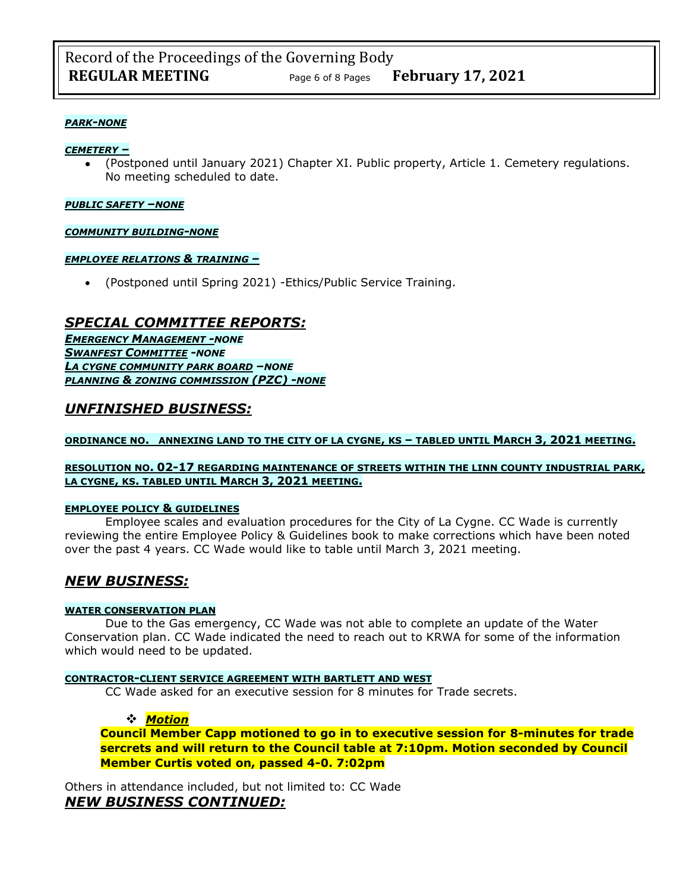***PARK-NONE***

***CEMETERY –***

- (Postponed until January 2021) Chapter XI. Public property, Article 1. Cemetery regulations. No meeting scheduled to date.

***PUBLIC SAFETY –NONE***

***COMMUNITY BUILDING-NONE***

***EMPLOYEE RELATIONS & TRAINING –***

- (Postponed until Spring 2021) -Ethics/Public Service Training.

## *SPECIAL COMMITTEE REPORTS:*

***EMERGENCY MANAGEMENT -NONE***
***SWANFEST COMMITTEE -NONE***
***LA CYGNE COMMUNITY PARK BOARD –NONE***
***PLANNING & ZONING COMMISSION (PZC) -NONE***

## *UNFINISHED BUSINESS:*

**ORDINANCE NO. ANNEXING LAND TO THE CITY OF LA CYGNE, KS – TABLED UNTIL MARCH 3, 2021 MEETING.**

**RESOLUTION NO. 02-17 REGARDING MAINTENANCE OF STREETS WITHIN THE LINN COUNTY INDUSTRIAL PARK, LA CYGNE, KS. TABLED UNTIL MARCH 3, 2021 MEETING.**

**EMPLOYEE POLICY & GUIDELINES**

Employee scales and evaluation procedures for the City of La Cygne. CC Wade is currently reviewing the entire Employee Policy & Guidelines book to make corrections which have been noted over the past 4 years. CC Wade would like to table until March 3, 2021 meeting.

## *NEW BUSINESS:*

**WATER CONSERVATION PLAN**

Due to the Gas emergency, CC Wade was not able to complete an update of the Water Conservation plan. CC Wade indicated the need to reach out to KRWA for some of the information which would need to be updated.

**CONTRACTOR-CLIENT SERVICE AGREEMENT WITH BARTLETT AND WEST**

CC Wade asked for an executive session for 8 minutes for Trade secrets.

- ***Motion***

**Council Member Capp motioned to go in to executive session for 8-minutes for trade sercrets and will return to the Council table at 7:10pm. Motion seconded by Council Member Curtis voted on, passed 4-0. 7:02pm**

Others in attendance included, but not limited to: CC Wade

## *NEW BUSINESS CONTINUED:*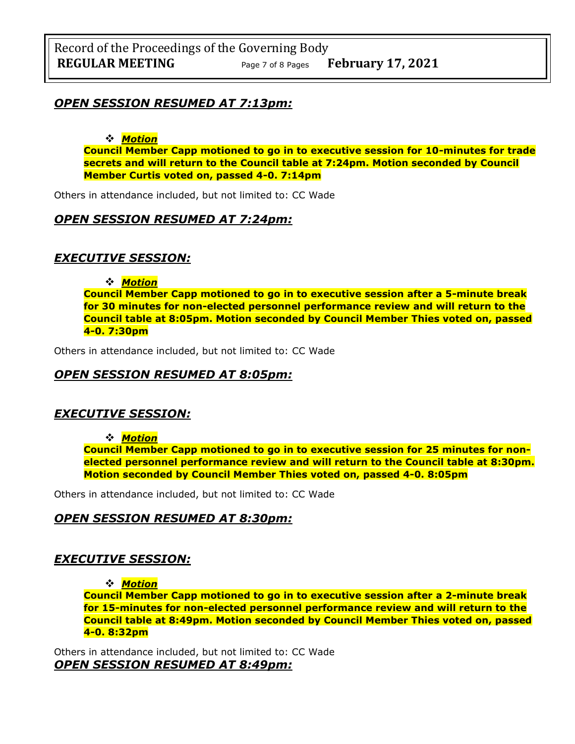## *OPEN SESSION RESUMED AT 7:13pm:*

- ***Motion***

  **Council Member Capp motioned to go in to executive session for 10-minutes for trade secrets and will return to the Council table at 7:24pm. Motion seconded by Council Member Curtis voted on, passed 4-0. 7:14pm**

Others in attendance included, but not limited to: CC Wade

## *OPEN SESSION RESUMED AT 7:24pm:*

## *EXECUTIVE SESSION:*

- ***Motion***

  **Council Member Capp motioned to go in to executive session after a 5-minute break for 30 minutes for non-elected personnel performance review and will return to the Council table at 8:05pm. Motion seconded by Council Member Thies voted on, passed 4-0. 7:30pm**

Others in attendance included, but not limited to: CC Wade

## *OPEN SESSION RESUMED AT 8:05pm:*

## *EXECUTIVE SESSION:*

- ***Motion***

  **Council Member Capp motioned to go in to executive session for 25 minutes for non-elected personnel performance review and will return to the Council table at 8:30pm. Motion seconded by Council Member Thies voted on, passed 4-0. 8:05pm**

Others in attendance included, but not limited to: CC Wade

## *OPEN SESSION RESUMED AT 8:30pm:*

## *EXECUTIVE SESSION:*

- ***Motion***

  **Council Member Capp motioned to go in to executive session after a 2-minute break for 15-minutes for non-elected personnel performance review and will return to the Council table at 8:49pm. Motion seconded by Council Member Thies voted on, passed 4-0. 8:32pm**

Others in attendance included, but not limited to: CC Wade

## *OPEN SESSION RESUMED AT 8:49pm:*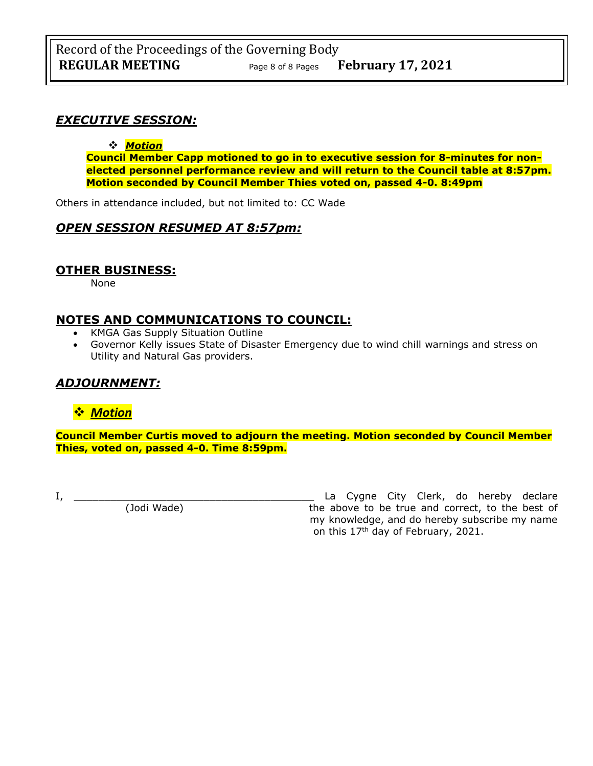## ***EXECUTIVE SESSION:***

❖ ***Motion***

**Council Member Capp motioned to go in to executive session for 8-minutes for non-elected personnel performance review and will return to the Council table at 8:57pm. Motion seconded by Council Member Thies voted on, passed 4-0. 8:49pm**

Others in attendance included, but not limited to: CC Wade

## ***OPEN SESSION RESUMED AT 8:57pm:***

## **OTHER BUSINESS:**

None

## **NOTES AND COMMUNICATIONS TO COUNCIL:**

- KMGA Gas Supply Situation Outline
- Governor Kelly issues State of Disaster Emergency due to wind chill warnings and stress on Utility and Natural Gas providers.

## ***ADJOURNMENT:***

❖ ***Motion***

**Council Member Curtis moved to adjourn the meeting. Motion seconded by Council Member Thies, voted on, passed 4-0. Time 8:59pm.**

I, ________________________________________ La Cygne City Clerk, do hereby declare the above to be true and correct, to the best of my knowledge, and do hereby subscribe my name on this 17th day of February, 2021.

(Jodi Wade)